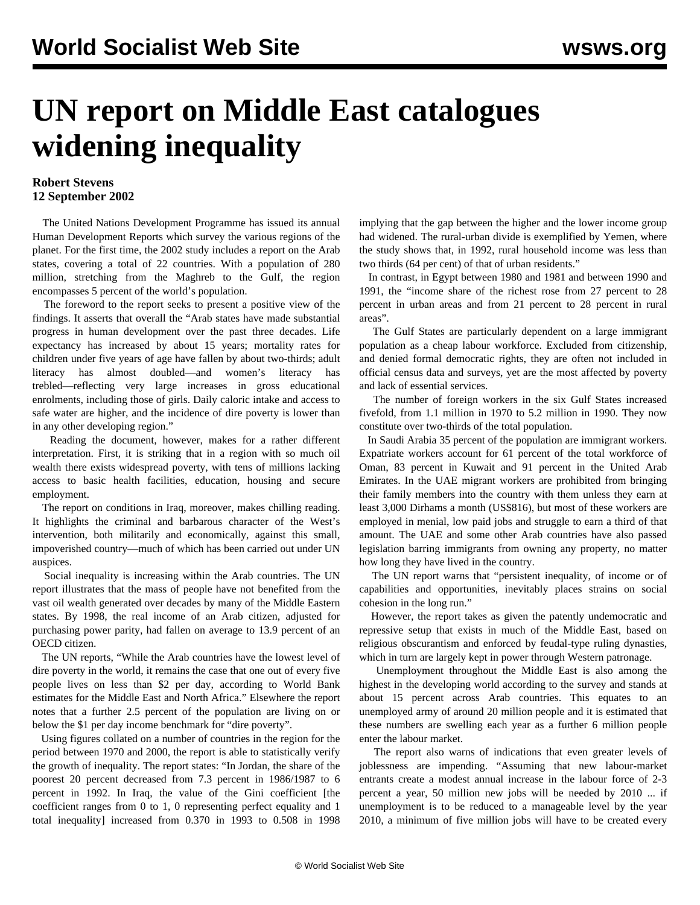# UN report on Middle East catalogues widening inequality

**Robert Stevens**
**12 September 2002**

The United Nations Development Programme has issued its annual Human Development Reports which survey the various regions of the planet. For the first time, the 2002 study includes a report on the Arab states, covering a total of 22 countries. With a population of 280 million, stretching from the Maghreb to the Gulf, the region encompasses 5 percent of the world's population.

The foreword to the report seeks to present a positive view of the findings. It asserts that overall the "Arab states have made substantial progress in human development over the past three decades. Life expectancy has increased by about 15 years; mortality rates for children under five years of age have fallen by about two-thirds; adult literacy has almost doubled—and women's literacy has trebled—reflecting very large increases in gross educational enrolments, including those of girls. Daily caloric intake and access to safe water are higher, and the incidence of dire poverty is lower than in any other developing region."

Reading the document, however, makes for a rather different interpretation. First, it is striking that in a region with so much oil wealth there exists widespread poverty, with tens of millions lacking access to basic health facilities, education, housing and secure employment.

The report on conditions in Iraq, moreover, makes chilling reading. It highlights the criminal and barbarous character of the West's intervention, both militarily and economically, against this small, impoverished country—much of which has been carried out under UN auspices.

Social inequality is increasing within the Arab countries. The UN report illustrates that the mass of people have not benefited from the vast oil wealth generated over decades by many of the Middle Eastern states. By 1998, the real income of an Arab citizen, adjusted for purchasing power parity, had fallen on average to 13.9 percent of an OECD citizen.

The UN reports, "While the Arab countries have the lowest level of dire poverty in the world, it remains the case that one out of every five people lives on less than $2 per day, according to World Bank estimates for the Middle East and North Africa." Elsewhere the report notes that a further 2.5 percent of the population are living on or below the $1 per day income benchmark for "dire poverty".

Using figures collated on a number of countries in the region for the period between 1970 and 2000, the report is able to statistically verify the growth of inequality. The report states: "In Jordan, the share of the poorest 20 percent decreased from 7.3 percent in 1986/1987 to 6 percent in 1992. In Iraq, the value of the Gini coefficient [the coefficient ranges from 0 to 1, 0 representing perfect equality and 1 total inequality] increased from 0.370 in 1993 to 0.508 in 1998 implying that the gap between the higher and the lower income group had widened. The rural-urban divide is exemplified by Yemen, where the study shows that, in 1992, rural household income was less than two thirds (64 per cent) of that of urban residents."

In contrast, in Egypt between 1980 and 1981 and between 1990 and 1991, the "income share of the richest rose from 27 percent to 28 percent in urban areas and from 21 percent to 28 percent in rural areas".

The Gulf States are particularly dependent on a large immigrant population as a cheap labour workforce. Excluded from citizenship, and denied formal democratic rights, they are often not included in official census data and surveys, yet are the most affected by poverty and lack of essential services.

The number of foreign workers in the six Gulf States increased fivefold, from 1.1 million in 1970 to 5.2 million in 1990. They now constitute over two-thirds of the total population.

In Saudi Arabia 35 percent of the population are immigrant workers. Expatriate workers account for 61 percent of the total workforce of Oman, 83 percent in Kuwait and 91 percent in the United Arab Emirates. In the UAE migrant workers are prohibited from bringing their family members into the country with them unless they earn at least 3,000 Dirhams a month (US$816), but most of these workers are employed in menial, low paid jobs and struggle to earn a third of that amount. The UAE and some other Arab countries have also passed legislation barring immigrants from owning any property, no matter how long they have lived in the country.

The UN report warns that "persistent inequality, of income or of capabilities and opportunities, inevitably places strains on social cohesion in the long run."

However, the report takes as given the patently undemocratic and repressive setup that exists in much of the Middle East, based on religious obscurantism and enforced by feudal-type ruling dynasties, which in turn are largely kept in power through Western patronage.

Unemployment throughout the Middle East is also among the highest in the developing world according to the survey and stands at about 15 percent across Arab countries. This equates to an unemployed army of around 20 million people and it is estimated that these numbers are swelling each year as a further 6 million people enter the labour market.

The report also warns of indications that even greater levels of joblessness are impending. "Assuming that new labour-market entrants create a modest annual increase in the labour force of 2-3 percent a year, 50 million new jobs will be needed by 2010 ... if unemployment is to be reduced to a manageable level by the year 2010, a minimum of five million jobs will have to be created every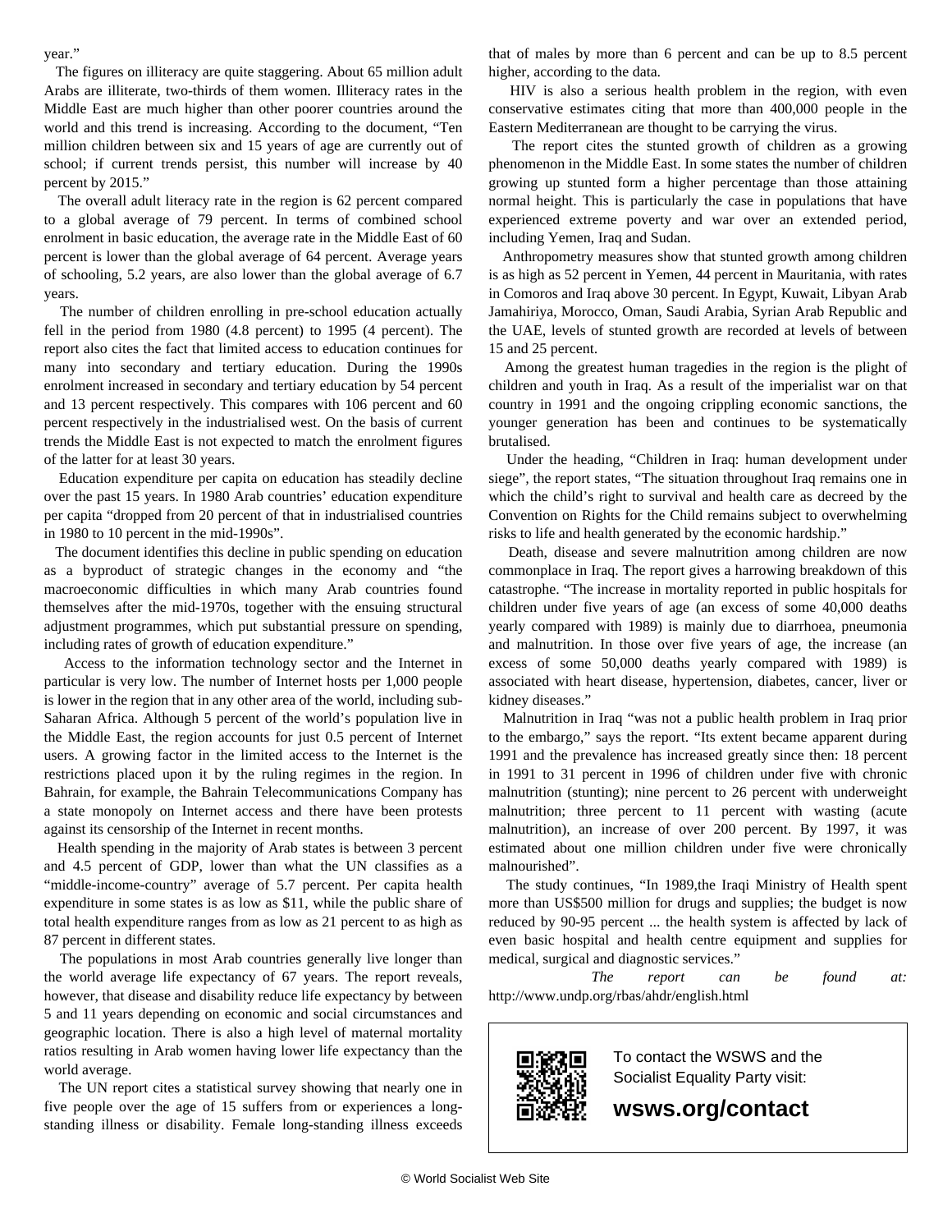year."

The figures on illiteracy are quite staggering. About 65 million adult Arabs are illiterate, two-thirds of them women. Illiteracy rates in the Middle East are much higher than other poorer countries around the world and this trend is increasing. According to the document, "Ten million children between six and 15 years of age are currently out of school; if current trends persist, this number will increase by 40 percent by 2015."

The overall adult literacy rate in the region is 62 percent compared to a global average of 79 percent. In terms of combined school enrolment in basic education, the average rate in the Middle East of 60 percent is lower than the global average of 64 percent. Average years of schooling, 5.2 years, are also lower than the global average of 6.7 years.

The number of children enrolling in pre-school education actually fell in the period from 1980 (4.8 percent) to 1995 (4 percent). The report also cites the fact that limited access to education continues for many into secondary and tertiary education. During the 1990s enrolment increased in secondary and tertiary education by 54 percent and 13 percent respectively. This compares with 106 percent and 60 percent respectively in the industrialised west. On the basis of current trends the Middle East is not expected to match the enrolment figures of the latter for at least 30 years.

Education expenditure per capita on education has steadily decline over the past 15 years. In 1980 Arab countries' education expenditure per capita "dropped from 20 percent of that in industrialised countries in 1980 to 10 percent in the mid-1990s".

The document identifies this decline in public spending on education as a byproduct of strategic changes in the economy and "the macroeconomic difficulties in which many Arab countries found themselves after the mid-1970s, together with the ensuing structural adjustment programmes, which put substantial pressure on spending, including rates of growth of education expenditure."

Access to the information technology sector and the Internet in particular is very low. The number of Internet hosts per 1,000 people is lower in the region that in any other area of the world, including sub-Saharan Africa. Although 5 percent of the world's population live in the Middle East, the region accounts for just 0.5 percent of Internet users. A growing factor in the limited access to the Internet is the restrictions placed upon it by the ruling regimes in the region. In Bahrain, for example, the Bahrain Telecommunications Company has a state monopoly on Internet access and there have been protests against its censorship of the Internet in recent months.

Health spending in the majority of Arab states is between 3 percent and 4.5 percent of GDP, lower than what the UN classifies as a "middle-income-country" average of 5.7 percent. Per capita health expenditure in some states is as low as $11, while the public share of total health expenditure ranges from as low as 21 percent to as high as 87 percent in different states.

The populations in most Arab countries generally live longer than the world average life expectancy of 67 years. The report reveals, however, that disease and disability reduce life expectancy by between 5 and 11 years depending on economic and social circumstances and geographic location. There is also a high level of maternal mortality ratios resulting in Arab women having lower life expectancy than the world average.

The UN report cites a statistical survey showing that nearly one in five people over the age of 15 suffers from or experiences a long-standing illness or disability. Female long-standing illness exceeds that of males by more than 6 percent and can be up to 8.5 percent higher, according to the data.

HIV is also a serious health problem in the region, with even conservative estimates citing that more than 400,000 people in the Eastern Mediterranean are thought to be carrying the virus.

The report cites the stunted growth of children as a growing phenomenon in the Middle East. In some states the number of children growing up stunted form a higher percentage than those attaining normal height. This is particularly the case in populations that have experienced extreme poverty and war over an extended period, including Yemen, Iraq and Sudan.

Anthropometry measures show that stunted growth among children is as high as 52 percent in Yemen, 44 percent in Mauritania, with rates in Comoros and Iraq above 30 percent. In Egypt, Kuwait, Libyan Arab Jamahiriya, Morocco, Oman, Saudi Arabia, Syrian Arab Republic and the UAE, levels of stunted growth are recorded at levels of between 15 and 25 percent.

Among the greatest human tragedies in the region is the plight of children and youth in Iraq. As a result of the imperialist war on that country in 1991 and the ongoing crippling economic sanctions, the younger generation has been and continues to be systematically brutalised.

Under the heading, "Children in Iraq: human development under siege", the report states, "The situation throughout Iraq remains one in which the child's right to survival and health care as decreed by the Convention on Rights for the Child remains subject to overwhelming risks to life and health generated by the economic hardship."

Death, disease and severe malnutrition among children are now commonplace in Iraq. The report gives a harrowing breakdown of this catastrophe. "The increase in mortality reported in public hospitals for children under five years of age (an excess of some 40,000 deaths yearly compared with 1989) is mainly due to diarrhoea, pneumonia and malnutrition. In those over five years of age, the increase (an excess of some 50,000 deaths yearly compared with 1989) is associated with heart disease, hypertension, diabetes, cancer, liver or kidney diseases."

Malnutrition in Iraq "was not a public health problem in Iraq prior to the embargo," says the report. "Its extent became apparent during 1991 and the prevalence has increased greatly since then: 18 percent in 1991 to 31 percent in 1996 of children under five with chronic malnutrition (stunting); nine percent to 26 percent with underweight malnutrition; three percent to 11 percent with wasting (acute malnutrition), an increase of over 200 percent. By 1997, it was estimated about one million children under five were chronically malnourished".

The study continues, "In 1989,the Iraqi Ministry of Health spent more than US$500 million for drugs and supplies; the budget is now reduced by 90-95 percent ... the health system is affected by lack of even basic hospital and health centre equipment and supplies for medical, surgical and diagnostic services."

*The report can be found at:* http://www.undp.org/rbas/ahdr/english.html

To contact the WSWS and the Socialist Equality Party visit:

**wsws.org/contact**